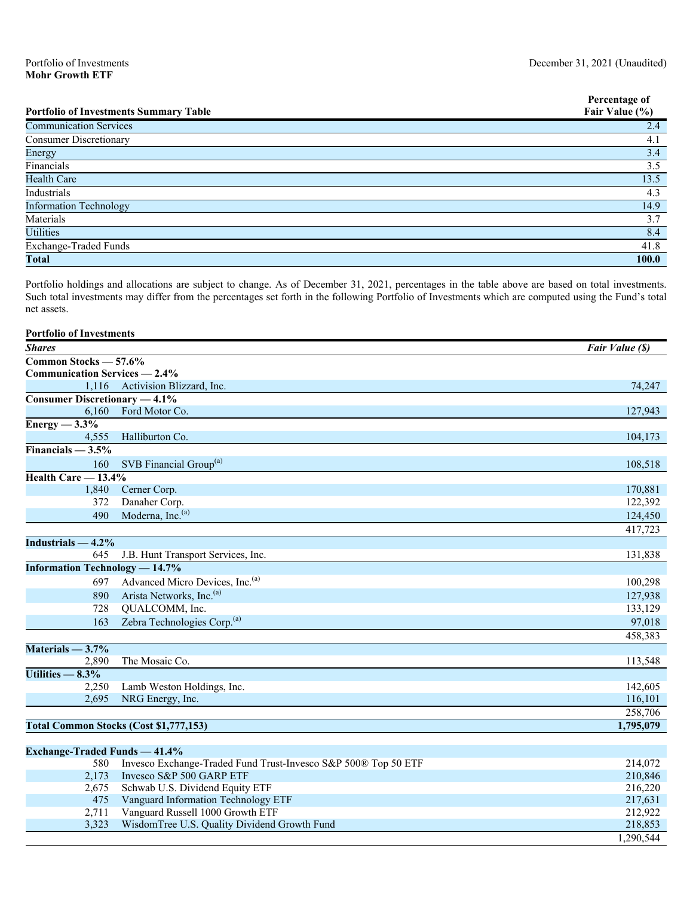Portfolio of Investments
**Mohr Growth ETF**

December 31, 2021 (Unaudited)

| **Portfolio of Investments Summary Table** | **Percentage of Fair Value (%)** |
|---|---|
| Communication Services | 2.4 |
| Consumer Discretionary | 4.1 |
| Energy | 3.4 |
| Financials | 3.5 |
| Health Care | 13.5 |
| Industrials | 4.3 |
| Information Technology | 14.9 |
| Materials | 3.7 |
| Utilities | 8.4 |
| Exchange-Traded Funds | 41.8 |
| **Total** | **100.0** |

Portfolio holdings and allocations are subject to change. As of December 31, 2021, percentages in the table above are based on total investments. Such total investments may differ from the percentages set forth in the following Portfolio of Investments which are computed using the Fund's total net assets.

**Portfolio of Investments**

| ***Shares*** | | ***Fair Value ($)*** |
|---|---|---|
| **Common Stocks — 57.6%** | | |
| **Communication Services — 2.4%** | | |
| 1,116 | Activision Blizzard, Inc. | 74,247 |
| **Consumer Discretionary — 4.1%** | | |
| 6,160 | Ford Motor Co. | 127,943 |
| **Energy — 3.3%** | | |
| 4,555 | Halliburton Co. | 104,173 |
| **Financials — 3.5%** | | |
| 160 | SVB Financial Group[(a)] | 108,518 |
| **Health Care — 13.4%** | | |
| 1,840 | Cerner Corp. | 170,881 |
| 372 | Danaher Corp. | 122,392 |
| 490 | Moderna, Inc.[(a)] | 124,450 |
| | | 417,723 |
| **Industrials — 4.2%** | | |
| 645 | J.B. Hunt Transport Services, Inc. | 131,838 |
| **Information Technology — 14.7%** | | |
| 697 | Advanced Micro Devices, Inc.[(a)] | 100,298 |
| 890 | Arista Networks, Inc.[(a)] | 127,938 |
| 728 | QUALCOMM, Inc. | 133,129 |
| 163 | Zebra Technologies Corp.[(a)] | 97,018 |
| | | 458,383 |
| **Materials — 3.7%** | | |
| 2,890 | The Mosaic Co. | 113,548 |
| **Utilities — 8.3%** | | |
| 2,250 | Lamb Weston Holdings, Inc. | 142,605 |
| 2,695 | NRG Energy, Inc. | 116,101 |
| | | 258,706 |
| **Total Common Stocks (Cost $1,777,153)** | | **1,795,079** |
| | | |
| **Exchange-Traded Funds — 41.4%** | | |
| 580 | Invesco Exchange-Traded Fund Trust-Invesco S&P 500® Top 50 ETF | 214,072 |
| 2,173 | Invesco S&P 500 GARP ETF | 210,846 |
| 2,675 | Schwab U.S. Dividend Equity ETF | 216,220 |
| 475 | Vanguard Information Technology ETF | 217,631 |
| 2,711 | Vanguard Russell 1000 Growth ETF | 212,922 |
| 3,323 | WisdomTree U.S. Quality Dividend Growth Fund | 218,853 |
| | | 1,290,544 |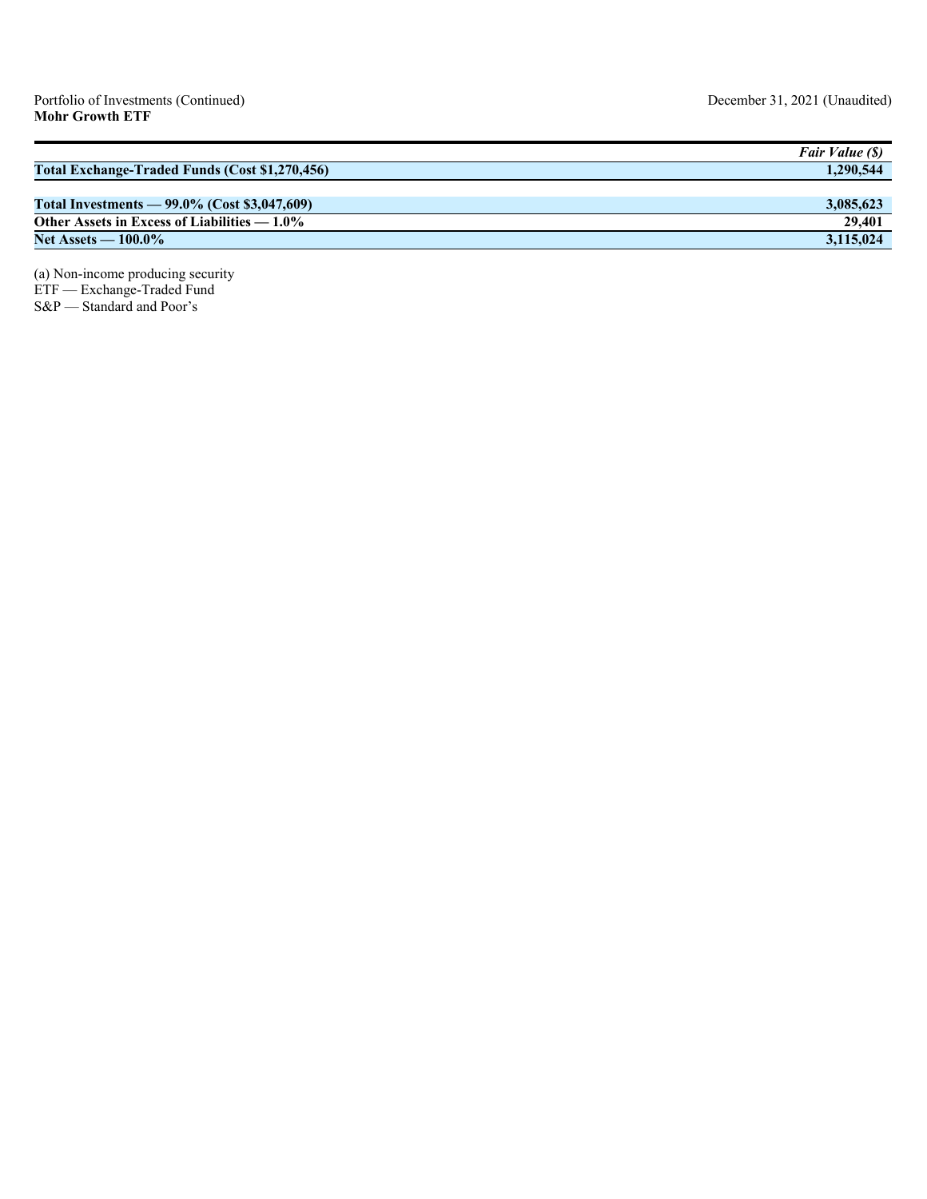Portfolio of Investments (Continued)
**Mohr Growth ETF**

December 31, 2021 (Unaudited)

| | *Fair Value ($)* |
|---|---|
| **Total Exchange-Traded Funds (Cost $1,270,456)** | **1,290,544** |
| | |
| **Total Investments — 99.0% (Cost $3,047,609)** | **3,085,623** |
| **Other Assets in Excess of Liabilities — 1.0%** | **29,401** |
| **Net Assets — 100.0%** | **3,115,024** |

(a) Non-income producing security
ETF — Exchange-Traded Fund
S&P — Standard and Poor's